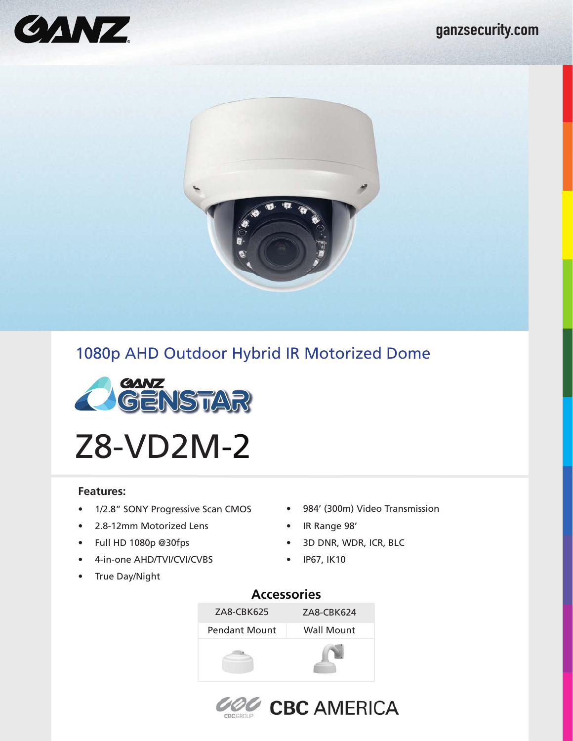GANZ

ganzsecurity.com

## 1080p AHD Outdoor Hybrid IR Motorized Dome

GANZ GENSTAR

# Z8-VD2M-2

### Features:

- 1/2.8" SONY Progressive Scan CMOS
- 2.8-12mm Motorized Lens
- Full HD 1080p @30fps
- 4-in-one AHD/TVI/CVI/CVBS
- True Day/Night
- 984' (300m) Video Transmission
- IR Range 98'
- 3D DNR, WDR, ICR, BLC
- IP67, IK10

### Accessories

| ZA8-CBK625 | ZA8-CBK624 |
|---|---|
| Pendant Mount | Wall Mount |

CBC GROUP CBC AMERICA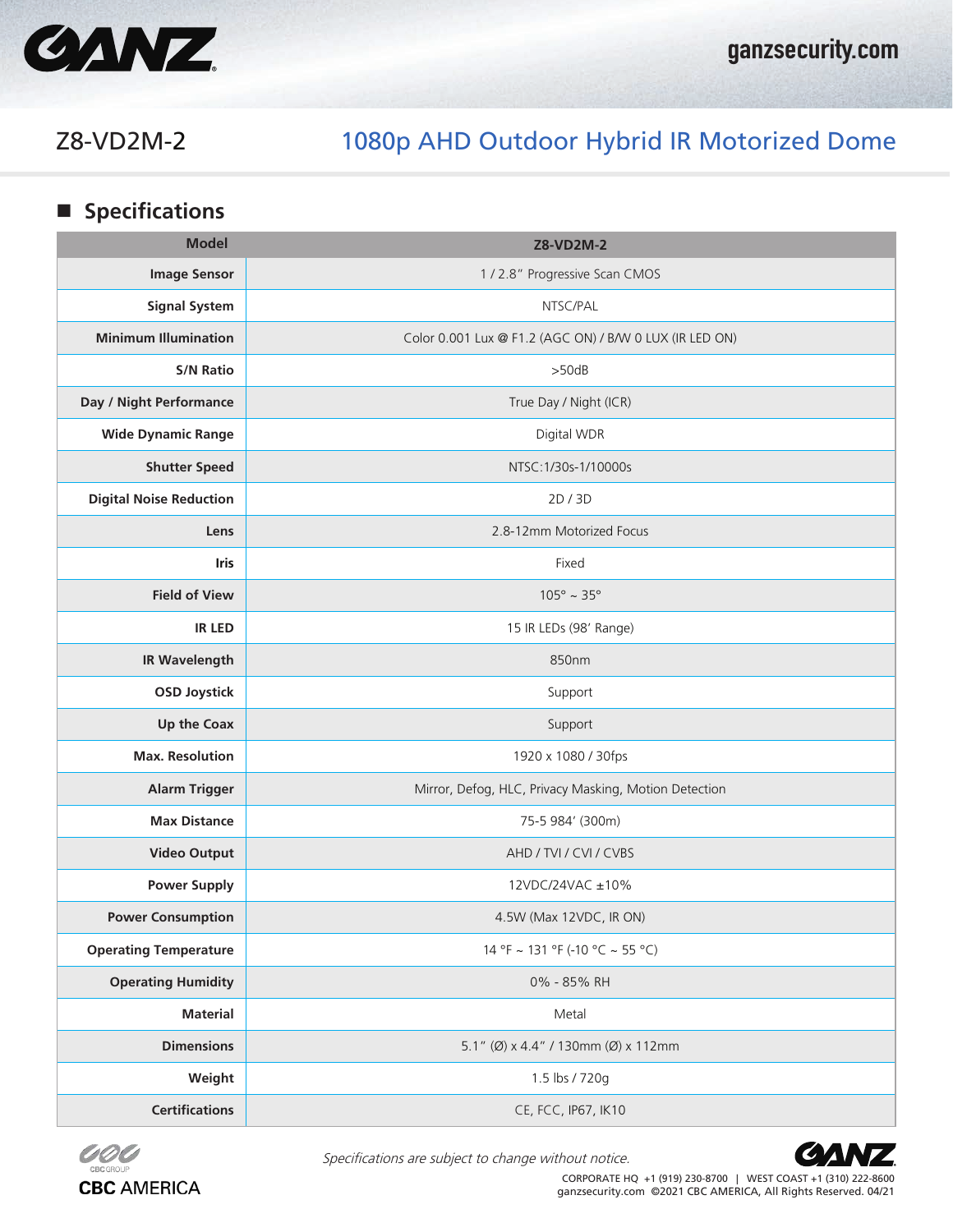Z8-VD2M-2

# 1080p AHD Outdoor Hybrid IR Motorized Dome

## Specifications

| Model | Z8-VD2M-2 |
|---|---|
| Image Sensor | 1 / 2.8" Progressive Scan CMOS |
| Signal System | NTSC/PAL |
| Minimum Illumination | Color 0.001 Lux @ F1.2 (AGC ON) / B/W 0 LUX (IR LED ON) |
| S/N Ratio | >50dB |
| Day / Night Performance | True Day / Night (ICR) |
| Wide Dynamic Range | Digital WDR |
| Shutter Speed | NTSC:1/30s-1/10000s |
| Digital Noise Reduction | 2D / 3D |
| Lens | 2.8-12mm Motorized Focus |
| Iris | Fixed |
| Field of View | 105° ~ 35° |
| IR LED | 15 IR LEDs (98' Range) |
| IR Wavelength | 850nm |
| OSD Joystick | Support |
| Up the Coax | Support |
| Max. Resolution | 1920 x 1080 / 30fps |
| Alarm Trigger | Mirror, Defog, HLC, Privacy Masking, Motion Detection |
| Max Distance | 75-5 984' (300m) |
| Video Output | AHD / TVI / CVI / CVBS |
| Power Supply | 12VDC/24VAC ±10% |
| Power Consumption | 4.5W (Max 12VDC, IR ON) |
| Operating Temperature | 14 °F ~ 131 °F (-10 °C ~ 55 °C) |
| Operating Humidity | 0% - 85% RH |
| Material | Metal |
| Dimensions | 5.1" (Ø) x 4.4" / 130mm (Ø) x 112mm |
| Weight | 1.5 lbs / 720g |
| Certifications | CE, FCC, IP67, IK10 |

*Specifications are subject to change without notice.*

CBC AMERICA

CORPORATE HQ +1 (919) 230-8700 | WEST COAST +1 (310) 222-8600
ganzsecurity.com ©2021 CBC AMERICA, All Rights Reserved. 04/21